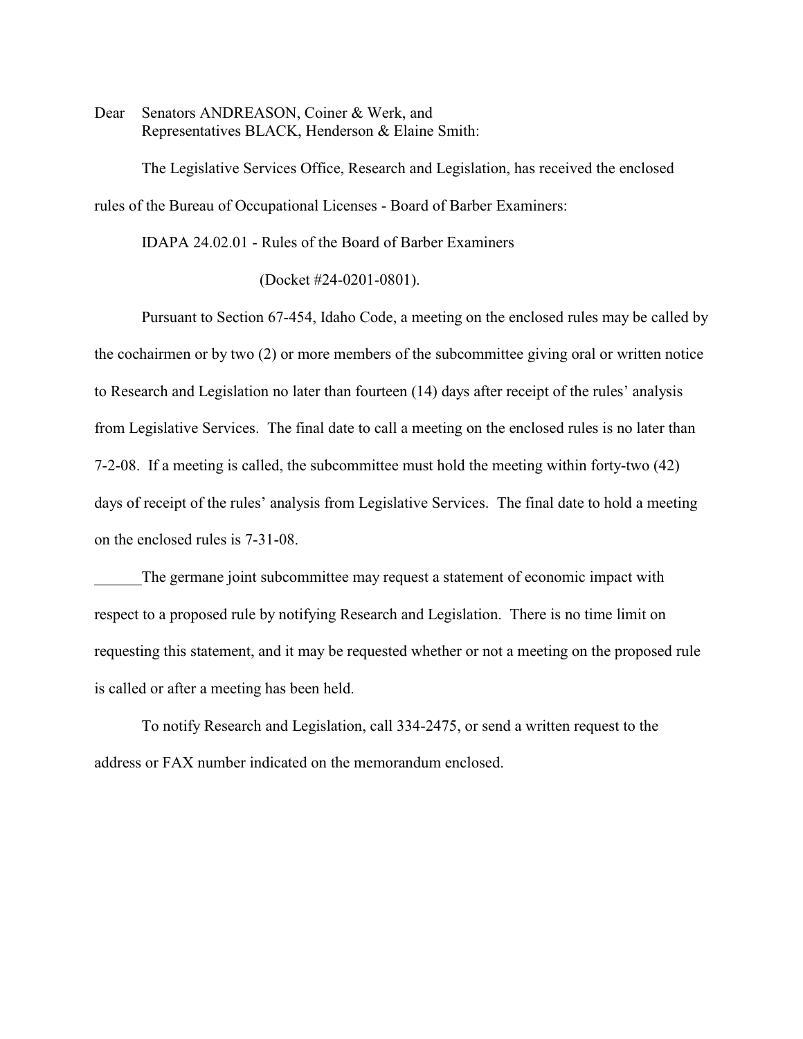Dear Senators ANDREASON, Coiner & Werk, and
Representatives BLACK, Henderson & Elaine Smith:

The Legislative Services Office, Research and Legislation, has received the enclosed rules of the Bureau of Occupational Licenses - Board of Barber Examiners:

IDAPA 24.02.01 - Rules of the Board of Barber Examiners

(Docket #24-0201-0801).

Pursuant to Section 67-454, Idaho Code, a meeting on the enclosed rules may be called by the cochairmen or by two (2) or more members of the subcommittee giving oral or written notice to Research and Legislation no later than fourteen (14) days after receipt of the rules' analysis from Legislative Services. The final date to call a meeting on the enclosed rules is no later than 7-2-08. If a meeting is called, the subcommittee must hold the meeting within forty-two (42) days of receipt of the rules' analysis from Legislative Services. The final date to hold a meeting on the enclosed rules is 7-31-08.

______The germane joint subcommittee may request a statement of economic impact with respect to a proposed rule by notifying Research and Legislation. There is no time limit on requesting this statement, and it may be requested whether or not a meeting on the proposed rule is called or after a meeting has been held.

To notify Research and Legislation, call 334-2475, or send a written request to the address or FAX number indicated on the memorandum enclosed.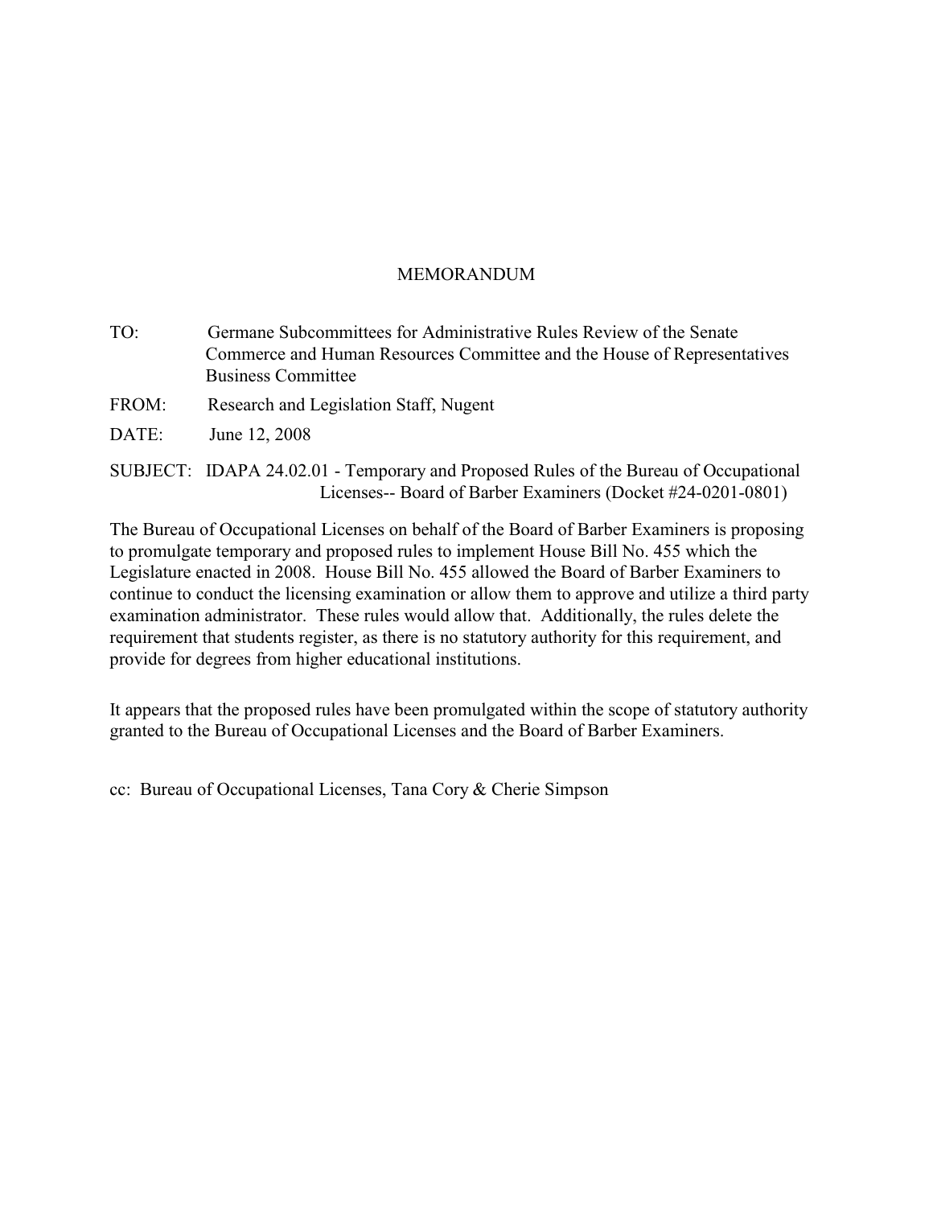# MEMORANDUM

TO: Germane Subcommittees for Administrative Rules Review of the Senate Commerce and Human Resources Committee and the House of Representatives Business Committee

FROM: Research and Legislation Staff, Nugent

DATE: June 12, 2008

SUBJECT: IDAPA 24.02.01 - Temporary and Proposed Rules of the Bureau of Occupational Licenses-- Board of Barber Examiners (Docket #24-0201-0801)

The Bureau of Occupational Licenses on behalf of the Board of Barber Examiners is proposing to promulgate temporary and proposed rules to implement House Bill No. 455 which the Legislature enacted in 2008. House Bill No. 455 allowed the Board of Barber Examiners to continue to conduct the licensing examination or allow them to approve and utilize a third party examination administrator. These rules would allow that. Additionally, the rules delete the requirement that students register, as there is no statutory authority for this requirement, and provide for degrees from higher educational institutions.

It appears that the proposed rules have been promulgated within the scope of statutory authority granted to the Bureau of Occupational Licenses and the Board of Barber Examiners.

cc: Bureau of Occupational Licenses, Tana Cory & Cherie Simpson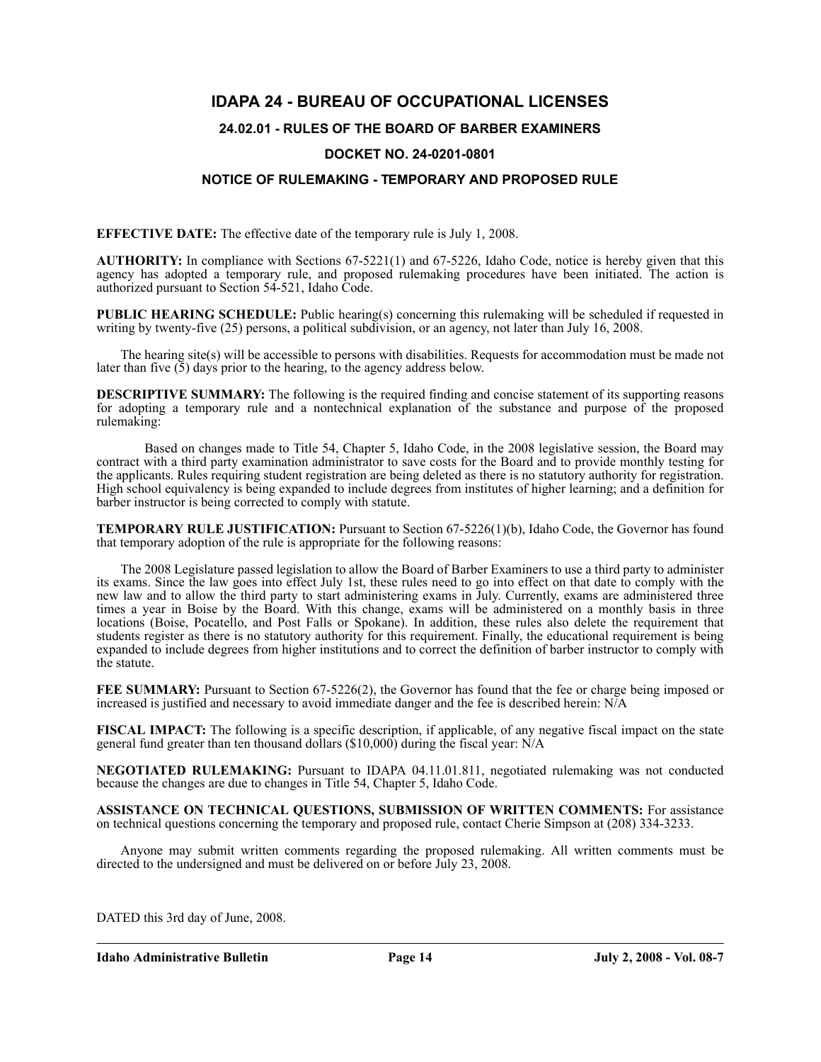# IDAPA 24 - BUREAU OF OCCUPATIONAL LICENSES

## 24.02.01 - RULES OF THE BOARD OF BARBER EXAMINERS

## DOCKET NO. 24-0201-0801

## NOTICE OF RULEMAKING - TEMPORARY AND PROPOSED RULE

**EFFECTIVE DATE:** The effective date of the temporary rule is July 1, 2008.

**AUTHORITY:** In compliance with Sections 67-5221(1) and 67-5226, Idaho Code, notice is hereby given that this agency has adopted a temporary rule, and proposed rulemaking procedures have been initiated. The action is authorized pursuant to Section 54-521, Idaho Code.

**PUBLIC HEARING SCHEDULE:** Public hearing(s) concerning this rulemaking will be scheduled if requested in writing by twenty-five (25) persons, a political subdivision, or an agency, not later than July 16, 2008.

The hearing site(s) will be accessible to persons with disabilities. Requests for accommodation must be made not later than five (5) days prior to the hearing, to the agency address below.

**DESCRIPTIVE SUMMARY:** The following is the required finding and concise statement of its supporting reasons for adopting a temporary rule and a nontechnical explanation of the substance and purpose of the proposed rulemaking:

Based on changes made to Title 54, Chapter 5, Idaho Code, in the 2008 legislative session, the Board may contract with a third party examination administrator to save costs for the Board and to provide monthly testing for the applicants. Rules requiring student registration are being deleted as there is no statutory authority for registration. High school equivalency is being expanded to include degrees from institutes of higher learning; and a definition for barber instructor is being corrected to comply with statute.

**TEMPORARY RULE JUSTIFICATION:** Pursuant to Section 67-5226(1)(b), Idaho Code, the Governor has found that temporary adoption of the rule is appropriate for the following reasons:

The 2008 Legislature passed legislation to allow the Board of Barber Examiners to use a third party to administer its exams. Since the law goes into effect July 1st, these rules need to go into effect on that date to comply with the new law and to allow the third party to start administering exams in July. Currently, exams are administered three times a year in Boise by the Board. With this change, exams will be administered on a monthly basis in three locations (Boise, Pocatello, and Post Falls or Spokane). In addition, these rules also delete the requirement that students register as there is no statutory authority for this requirement. Finally, the educational requirement is being expanded to include degrees from higher institutions and to correct the definition of barber instructor to comply with the statute.

**FEE SUMMARY:** Pursuant to Section 67-5226(2), the Governor has found that the fee or charge being imposed or increased is justified and necessary to avoid immediate danger and the fee is described herein: N/A

**FISCAL IMPACT:** The following is a specific description, if applicable, of any negative fiscal impact on the state general fund greater than ten thousand dollars ($10,000) during the fiscal year: N/A

**NEGOTIATED RULEMAKING:** Pursuant to IDAPA 04.11.01.811, negotiated rulemaking was not conducted because the changes are due to changes in Title 54, Chapter 5, Idaho Code.

**ASSISTANCE ON TECHNICAL QUESTIONS, SUBMISSION OF WRITTEN COMMENTS:** For assistance on technical questions concerning the temporary and proposed rule, contact Cherie Simpson at (208) 334-3233.

Anyone may submit written comments regarding the proposed rulemaking. All written comments must be directed to the undersigned and must be delivered on or before July 23, 2008.

DATED this 3rd day of June, 2008.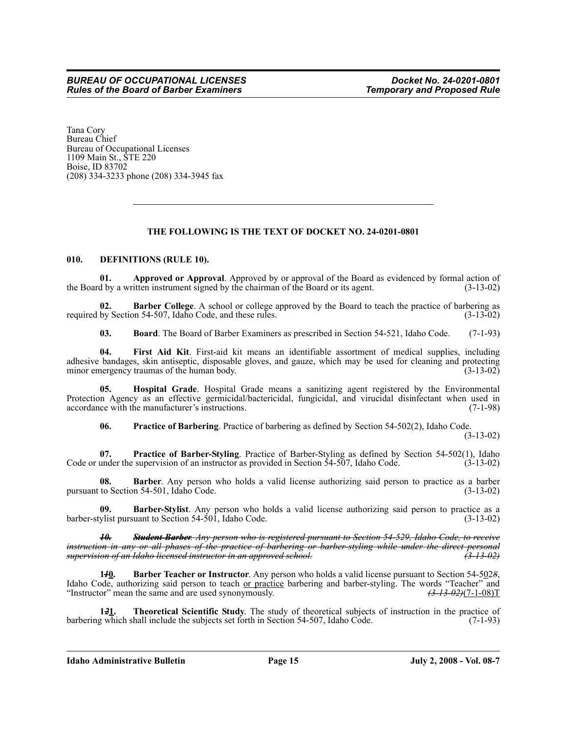Tana Cory
Bureau Chief
Bureau of Occupational Licenses
1109 Main St., STE 220
Boise, ID 83702
(208) 334-3233 phone (208) 334-3945 fax

---

**THE FOLLOWING IS THE TEXT OF DOCKET NO. 24-0201-0801**

## 010. DEFINITIONS (RULE 10).

**01. Approved or Approval**. Approved by or approval of the Board as evidenced by formal action of the Board by a written instrument signed by the chairman of the Board or its agent. (3-13-02)

**02. Barber College**. A school or college approved by the Board to teach the practice of barbering as required by Section 54-507, Idaho Code, and these rules. (3-13-02)

**03. Board**. The Board of Barber Examiners as prescribed in Section 54-521, Idaho Code. (7-1-93)

**04. First Aid Kit**. First-aid kit means an identifiable assortment of medical supplies, including adhesive bandages, skin antiseptic, disposable gloves, and gauze, which may be used for cleaning and protecting minor emergency traumas of the human body. (3-13-02)

**05. Hospital Grade**. Hospital Grade means a sanitizing agent registered by the Environmental Protection Agency as an effective germicidal/bactericidal, fungicidal, and virucidal disinfectant when used in accordance with the manufacturer's instructions. (7-1-98)

**06. Practice of Barbering**. Practice of barbering as defined by Section 54-502(2), Idaho Code. (3-13-02)

**07. Practice of Barber-Styling**. Practice of Barber-Styling as defined by Section 54-502(1), Idaho Code or under the supervision of an instructor as provided in Section 54-507, Idaho Code. (3-13-02)

**08. Barber**. Any person who holds a valid license authorizing said person to practice as a barber pursuant to Section 54-501, Idaho Code. (3-13-02)

**09. Barber-Stylist**. Any person who holds a valid license authorizing said person to practice as a barber-stylist pursuant to Section 54-501, Idaho Code. (3-13-02)

~~***10. Student Barber**. Any person who is registered pursuant to Section 54-529, Idaho Code, to receive instruction in any or all phases of the practice of barbering or barber-styling while under the direct personal supervision of an Idaho licensed instructor in an approved school. (3-13-02)*~~

**1~~*1*~~<u>0</u>. Barber Teacher or Instructor**. Any person who holds a valid license pursuant to Section 54-50<u>2</u>~~*8*~~, Idaho Code, authorizing said person to teach <u>or practice</u> barbering and barber-styling. The words "Teacher" and "Instructor" mean the same and are used synonymously. ~~*(3-13-02)*~~(7-1-08)T

**1~~*2*~~<u>1</u>. Theoretical Scientific Study**. The study of theoretical subjects of instruction in the practice of barbering which shall include the subjects set forth in Section 54-507, Idaho Code. (7-1-93)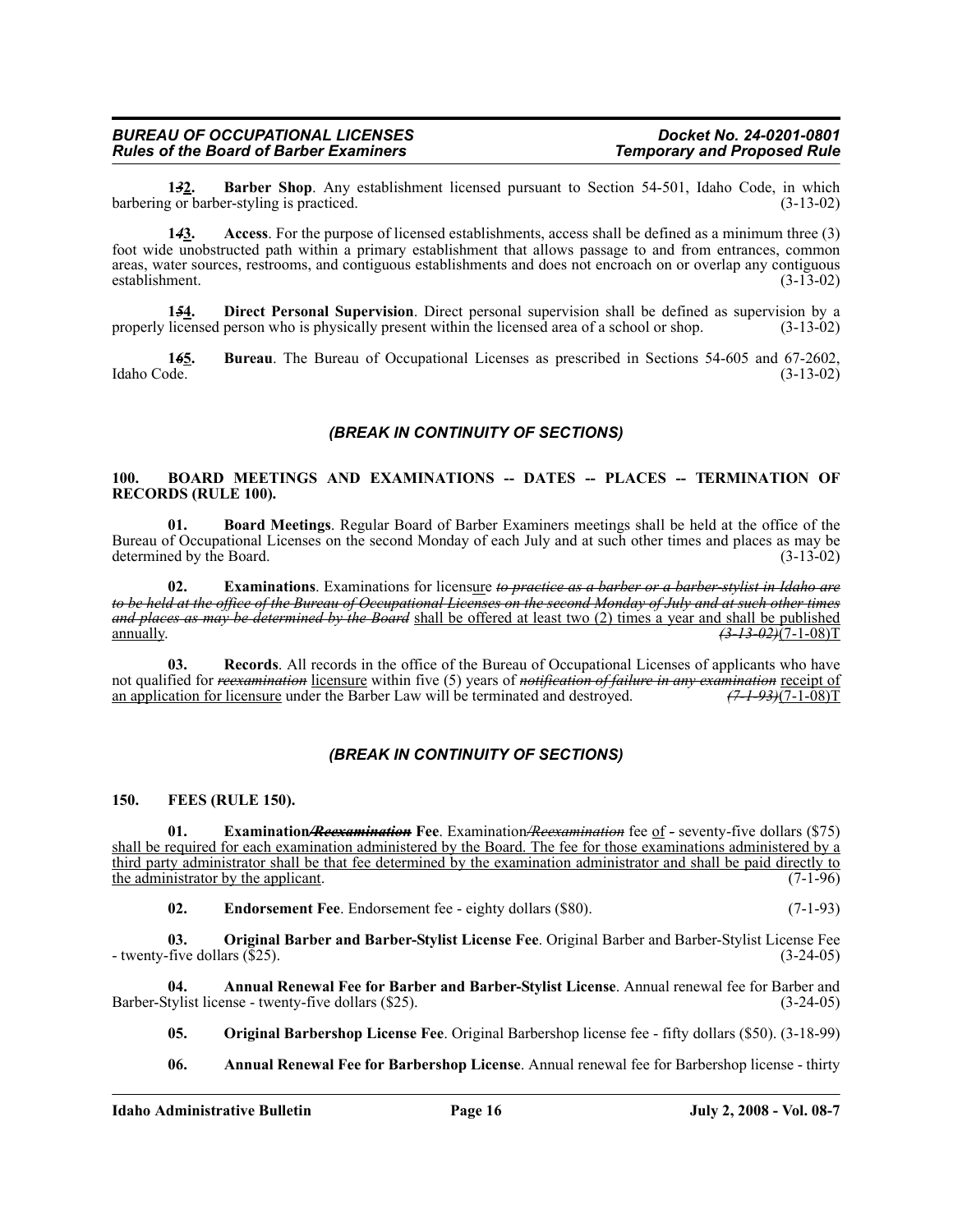**1~~3~~2.** **Barber Shop**. Any establishment licensed pursuant to Section 54-501, Idaho Code, in which barbering or barber-styling is practiced. (3-13-02)

**1~~4~~3.** **Access**. For the purpose of licensed establishments, access shall be defined as a minimum three (3) foot wide unobstructed path within a primary establishment that allows passage to and from entrances, common areas, water sources, restrooms, and contiguous establishments and does not encroach on or overlap any contiguous establishment. (3-13-02)

**1~~5~~4.** **Direct Personal Supervision**. Direct personal supervision shall be defined as supervision by a properly licensed person who is physically present within the licensed area of a school or shop. (3-13-02)

**1~~6~~5.** **Bureau**. The Bureau of Occupational Licenses as prescribed in Sections 54-605 and 67-2602, Idaho Code. (3-13-02)

### *(BREAK IN CONTINUITY OF SECTIONS)*

### 100. BOARD MEETINGS AND EXAMINATIONS -- DATES -- PLACES -- TERMINATION OF RECORDS (RULE 100).

**01.** **Board Meetings**. Regular Board of Barber Examiners meetings shall be held at the office of the Bureau of Occupational Licenses on the second Monday of each July and at such other times and places as may be determined by the Board. (3-13-02)

**02.** **Examinations**. Examinations for licensure ~~*to practice as a barber or a barber-stylist in Idaho are to be held at the office of the Bureau of Occupational Licenses on the second Monday of July and at such other times and places as may be determined by the Board*~~ shall be offered at least two (2) times a year and shall be published annually. ~~*(3-13-02)*~~(7-1-08)T

**03.** **Records**. All records in the office of the Bureau of Occupational Licenses of applicants who have not qualified for ~~*reexamination*~~ licensure within five (5) years of ~~*notification of failure in any examination*~~ receipt of an application for licensure under the Barber Law will be terminated and destroyed. ~~*(7-1-93)*~~(7-1-08)T

### *(BREAK IN CONTINUITY OF SECTIONS)*

### 150. FEES (RULE 150).

**01.** **Examination~~*/Reexamination*~~ Fee**. Examination~~*/Reexamination*~~ fee of ~~-~~ seventy-five dollars ($75) shall be required for each examination administered by the Board. The fee for those examinations administered by a third party administrator shall be that fee determined by the examination administrator and shall be paid directly to the administrator by the applicant. (7-1-96)

**02.** **Endorsement Fee**. Endorsement fee - eighty dollars ($80). (7-1-93)

**03.** **Original Barber and Barber-Stylist License Fee**. Original Barber and Barber-Stylist License Fee - twenty-five dollars ($25). (3-24-05)

**04.** **Annual Renewal Fee for Barber and Barber-Stylist License**. Annual renewal fee for Barber and Barber-Stylist license - twenty-five dollars ($25). (3-24-05)

**05.** **Original Barbershop License Fee**. Original Barbershop license fee - fifty dollars ($50). (3-18-99)

**06.** **Annual Renewal Fee for Barbershop License**. Annual renewal fee for Barbershop license - thirty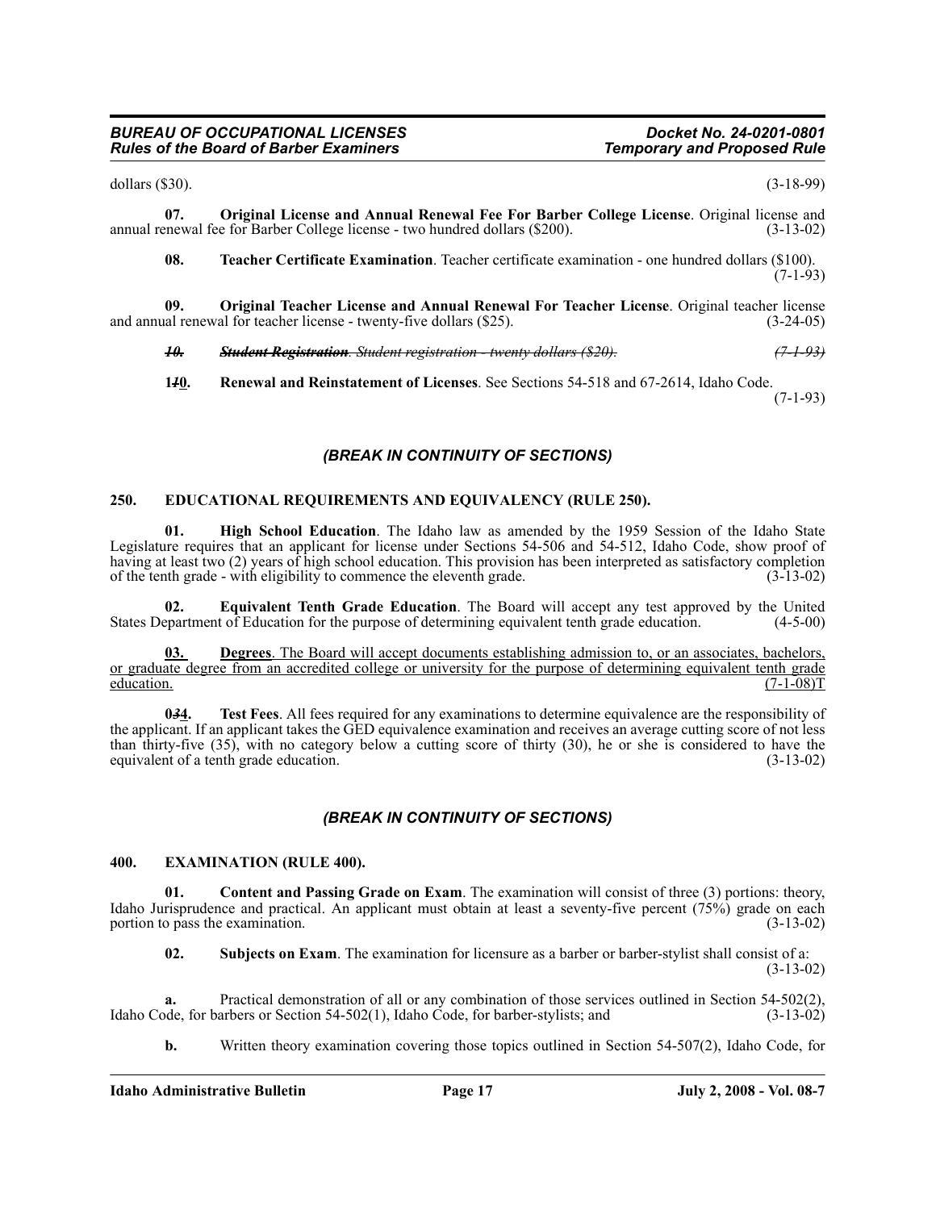dollars ($30). (3-18-99)

**07. Original License and Annual Renewal Fee For Barber College License**. Original license and annual renewal fee for Barber College license - two hundred dollars ($200). (3-13-02)

**08. Teacher Certificate Examination**. Teacher certificate examination - one hundred dollars ($100). (7-1-93)

**09. Original Teacher License and Annual Renewal For Teacher License**. Original teacher license and annual renewal for teacher license - twenty-five dollars ($25). (3-24-05)

~~*10.*~~ ~~***Student Registration***~~. ~~*Student registration - twenty dollars ($20).*~~ ~~*(7-1-93)*~~

**1~~1~~0. Renewal and Reinstatement of Licenses**. See Sections 54-518 and 67-2614, Idaho Code. (7-1-93)

### *(BREAK IN CONTINUITY OF SECTIONS)*

## 250. EDUCATIONAL REQUIREMENTS AND EQUIVALENCY (RULE 250).

**01. High School Education**. The Idaho law as amended by the 1959 Session of the Idaho State Legislature requires that an applicant for license under Sections 54-506 and 54-512, Idaho Code, show proof of having at least two (2) years of high school education. This provision has been interpreted as satisfactory completion of the tenth grade - with eligibility to commence the eleventh grade. (3-13-02)

**02. Equivalent Tenth Grade Education**. The Board will accept any test approved by the United States Department of Education for the purpose of determining equivalent tenth grade education. (4-5-00)

<u>**03. Degrees**. The Board will accept documents establishing admission to, or an associates, bachelors, or graduate degree from an accredited college or university for the purpose of determining equivalent tenth grade education. (7-1-08)T</u>

**0~~3~~4. Test Fees**. All fees required for any examinations to determine equivalence are the responsibility of the applicant. If an applicant takes the GED equivalence examination and receives an average cutting score of not less than thirty-five (35), with no category below a cutting score of thirty (30), he or she is considered to have the equivalent of a tenth grade education. (3-13-02)

### *(BREAK IN CONTINUITY OF SECTIONS)*

## 400. EXAMINATION (RULE 400).

**01. Content and Passing Grade on Exam**. The examination will consist of three (3) portions: theory, Idaho Jurisprudence and practical. An applicant must obtain at least a seventy-five percent (75%) grade on each portion to pass the examination. (3-13-02)

**02. Subjects on Exam**. The examination for licensure as a barber or barber-stylist shall consist of a: (3-13-02)

**a.** Practical demonstration of all or any combination of those services outlined in Section 54-502(2), Idaho Code, for barbers or Section 54-502(1), Idaho Code, for barber-stylists; and (3-13-02)

**b.** Written theory examination covering those topics outlined in Section 54-507(2), Idaho Code, for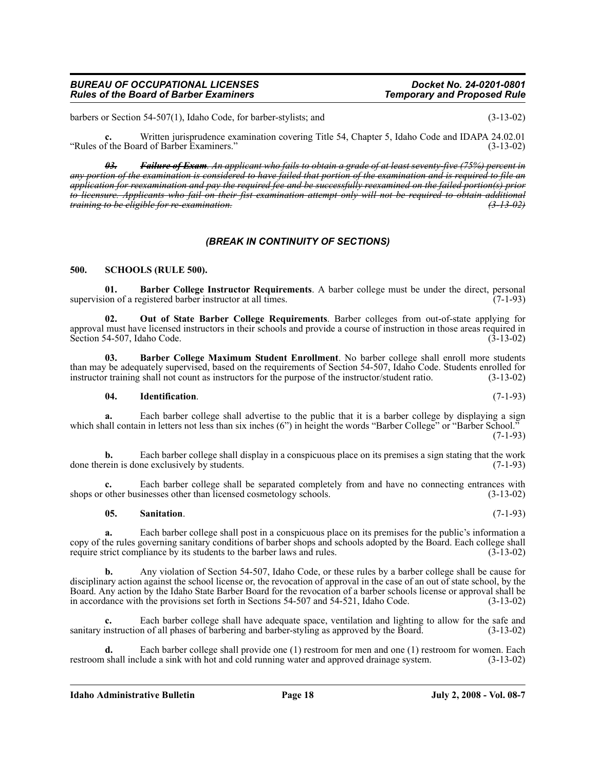barbers or Section 54-507(1), Idaho Code, for barber-stylists; and (3-13-02)

**c.** Written jurisprudence examination covering Title 54, Chapter 5, Idaho Code and IDAPA 24.02.01 "Rules of the Board of Barber Examiners." (3-13-02)

~~***03. Failure of Exam**. An applicant who fails to obtain a grade of at least seventy-five (75%) percent in any portion of the examination is considered to have failed that portion of the examination and is required to file an application for reexamination and pay the required fee and be successfully reexamined on the failed portion(s) prior to licensure. Applicants who fail on their fist examination attempt only will not be required to obtain additional training to be eligible for re-examination.* (3-13-02)~~

### *(BREAK IN CONTINUITY OF SECTIONS)*

### 500. SCHOOLS (RULE 500).

**01. Barber College Instructor Requirements**. A barber college must be under the direct, personal supervision of a registered barber instructor at all times. (7-1-93)

**02. Out of State Barber College Requirements**. Barber colleges from out-of-state applying for approval must have licensed instructors in their schools and provide a course of instruction in those areas required in Section 54-507, Idaho Code. (3-13-02)

**03. Barber College Maximum Student Enrollment**. No barber college shall enroll more students than may be adequately supervised, based on the requirements of Section 54-507, Idaho Code. Students enrolled for instructor training shall not count as instructors for the purpose of the instructor/student ratio. (3-13-02)

**04. Identification**. (7-1-93)

**a.** Each barber college shall advertise to the public that it is a barber college by displaying a sign which shall contain in letters not less than six inches (6") in height the words "Barber College" or "Barber School." (7-1-93)

**b.** Each barber college shall display in a conspicuous place on its premises a sign stating that the work done therein is done exclusively by students. (7-1-93)

**c.** Each barber college shall be separated completely from and have no connecting entrances with shops or other businesses other than licensed cosmetology schools. (3-13-02)

**05. Sanitation**. (7-1-93)

**a.** Each barber college shall post in a conspicuous place on its premises for the public's information a copy of the rules governing sanitary conditions of barber shops and schools adopted by the Board. Each college shall require strict compliance by its students to the barber laws and rules. (3-13-02)

**b.** Any violation of Section 54-507, Idaho Code, or these rules by a barber college shall be cause for disciplinary action against the school license or, the revocation of approval in the case of an out of state school, by the Board. Any action by the Idaho State Barber Board for the revocation of a barber schools license or approval shall be in accordance with the provisions set forth in Sections 54-507 and 54-521, Idaho Code. (3-13-02)

**c.** Each barber college shall have adequate space, ventilation and lighting to allow for the safe and sanitary instruction of all phases of barbering and barber-styling as approved by the Board. (3-13-02)

**d.** Each barber college shall provide one (1) restroom for men and one (1) restroom for women. Each restroom shall include a sink with hot and cold running water and approved drainage system. (3-13-02)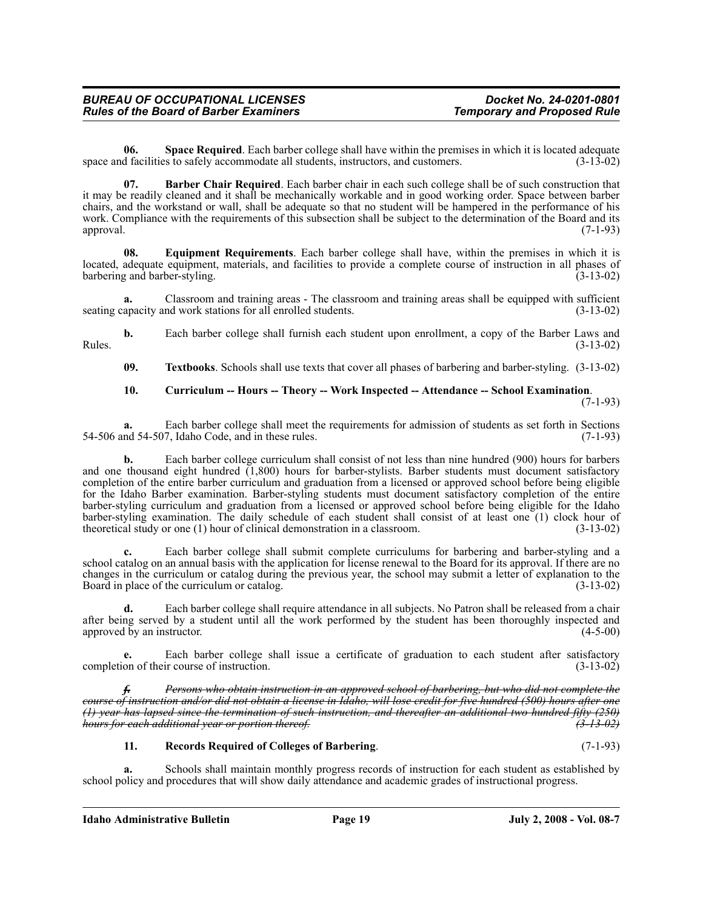**06. Space Required**. Each barber college shall have within the premises in which it is located adequate space and facilities to safely accommodate all students, instructors, and customers. (3-13-02)

**07. Barber Chair Required**. Each barber chair in each such college shall be of such construction that it may be readily cleaned and it shall be mechanically workable and in good working order. Space between barber chairs, and the workstand or wall, shall be adequate so that no student will be hampered in the performance of his work. Compliance with the requirements of this subsection shall be subject to the determination of the Board and its approval. (7-1-93)

**08. Equipment Requirements**. Each barber college shall have, within the premises in which it is located, adequate equipment, materials, and facilities to provide a complete course of instruction in all phases of barbering and barber-styling. (3-13-02)

**a.** Classroom and training areas - The classroom and training areas shall be equipped with sufficient seating capacity and work stations for all enrolled students. (3-13-02)

**b.** Each barber college shall furnish each student upon enrollment, a copy of the Barber Laws and Rules. (3-13-02)

**09. Textbooks**. Schools shall use texts that cover all phases of barbering and barber-styling. (3-13-02)

**10. Curriculum -- Hours -- Theory -- Work Inspected -- Attendance -- School Examination**. (7-1-93)

**a.** Each barber college shall meet the requirements for admission of students as set forth in Sections 54-506 and 54-507, Idaho Code, and in these rules. (7-1-93)

**b.** Each barber college curriculum shall consist of not less than nine hundred (900) hours for barbers and one thousand eight hundred (1,800) hours for barber-stylists. Barber students must document satisfactory completion of the entire barber curriculum and graduation from a licensed or approved school before being eligible for the Idaho Barber examination. Barber-styling students must document satisfactory completion of the entire barber-styling curriculum and graduation from a licensed or approved school before being eligible for the Idaho barber-styling examination. The daily schedule of each student shall consist of at least one (1) clock hour of theoretical study or one (1) hour of clinical demonstration in a classroom. (3-13-02)

**c.** Each barber college shall submit complete curriculums for barbering and barber-styling and a school catalog on an annual basis with the application for license renewal to the Board for its approval. If there are no changes in the curriculum or catalog during the previous year, the school may submit a letter of explanation to the Board in place of the curriculum or catalog. (3-13-02)

**d.** Each barber college shall require attendance in all subjects. No Patron shall be released from a chair after being served by a student until all the work performed by the student has been thoroughly inspected and approved by an instructor. (4-5-00)

**e.** Each barber college shall issue a certificate of graduation to each student after satisfactory completion of their course of instruction. (3-13-02)

~~***f.*** *Persons who obtain instruction in an approved school of barbering, but who did not complete the course of instruction and/or did not obtain a license in Idaho, will lose credit for five hundred (500) hours after one (1) year has lapsed since the termination of such instruction, and thereafter an additional two hundred fifty (250) hours for each additional year or portion thereof.* (3-13-02)~~

**11. Records Required of Colleges of Barbering**. (7-1-93)

**a.** Schools shall maintain monthly progress records of instruction for each student as established by school policy and procedures that will show daily attendance and academic grades of instructional progress.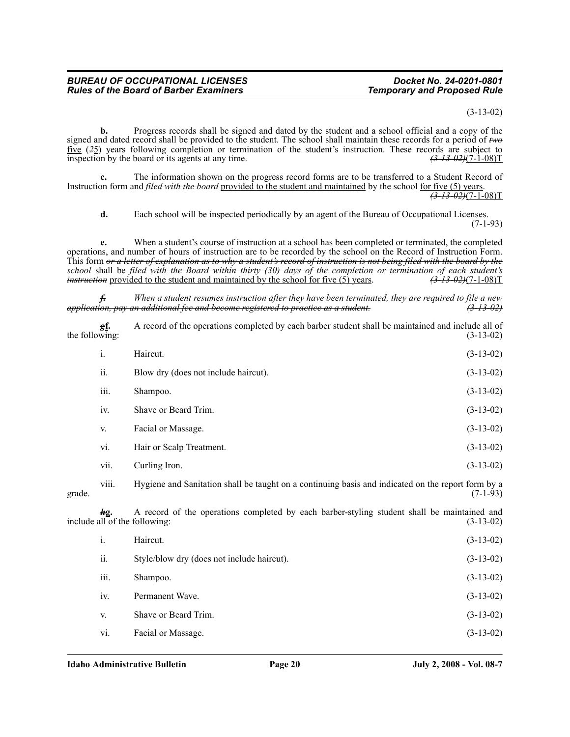(3-13-02)

**b.** Progress records shall be signed and dated by the student and a school official and a copy of the signed and dated record shall be provided to the student. The school shall maintain these records for a period of ~~*two*~~ <u>five</u> (~~*2*~~<u>5</u>) years following completion or termination of the student's instruction. These records are subject to inspection by the board or its agents at any time. ~~*(3-13-02)*~~(7-1-08)T

**c.** The information shown on the progress record forms are to be transferred to a Student Record of Instruction form and ~~***filed with the board***~~ <u>provided to the student and maintained</u> by the school <u>for five (5) years</u>. ~~*(3-13-02)*~~(7-1-08)T

**d.** Each school will be inspected periodically by an agent of the Bureau of Occupational Licenses. (7-1-93)

**e.** When a student's course of instruction at a school has been completed or terminated, the completed operations, and number of hours of instruction are to be recorded by the school on the Record of Instruction Form. This form ~~*or a letter of explanation as to why a student's record of instruction is not being filed with the board by the school*~~ shall be ~~*filed with the Board within thirty (30) days of the completion or termination of each student's instruction*~~ <u>provided to the student and maintained by the school for five (5) years</u>. ~~*(3-13-02)*~~(7-1-08)T

~~***f.***~~ ~~*When a student resumes instruction after they have been terminated, they are required to file a new application, pay an additional fee and become registered to practice as a student.*~~ ~~*(3-13-02)*~~

~~***g***~~<u>**f**</u>**.** A record of the operations completed by each barber student shall be maintained and include all of the following: (3-13-02)

i. Haircut. (3-13-02)

ii. Blow dry (does not include haircut). (3-13-02)

iii. Shampoo. (3-13-02)

iv. Shave or Beard Trim. (3-13-02)

v. Facial or Massage. (3-13-02)

vi. Hair or Scalp Treatment. (3-13-02)

vii. Curling Iron. (3-13-02)

viii. Hygiene and Sanitation shall be taught on a continuing basis and indicated on the report form by a grade. (7-1-93)

~~***h***~~<u>**g**</u>**.** A record of the operations completed by each barber-styling student shall be maintained and include all of the following: (3-13-02)

i. Haircut. (3-13-02)

ii. Style/blow dry (does not include haircut). (3-13-02)

iii. Shampoo. (3-13-02)

iv. Permanent Wave. (3-13-02)

v. Shave or Beard Trim. (3-13-02)

vi. Facial or Massage. (3-13-02)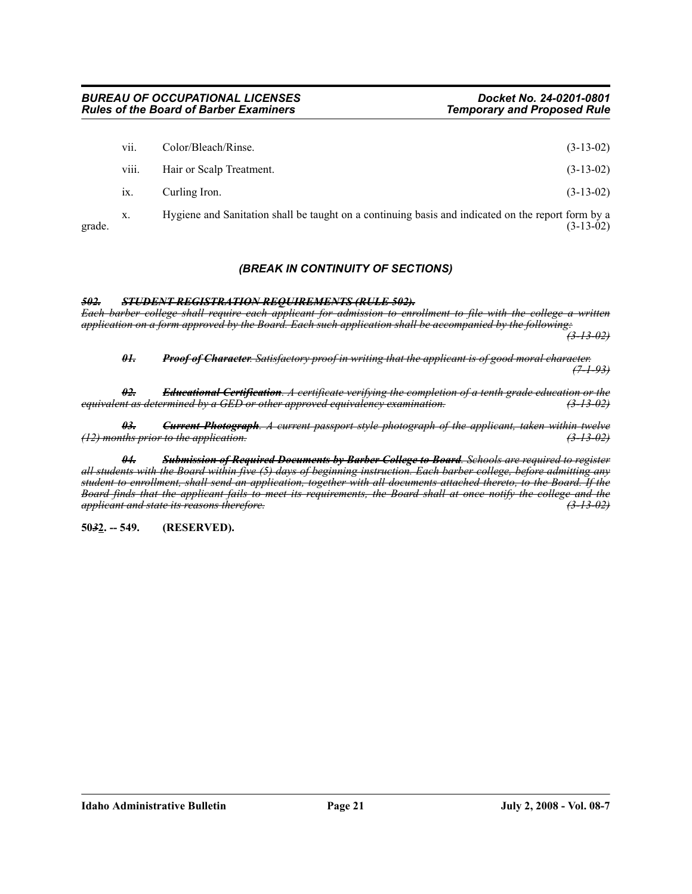vii. Color/Bleach/Rinse. (3-13-02)

viii. Hair or Scalp Treatment. (3-13-02)

ix. Curling Iron. (3-13-02)

x. Hygiene and Sanitation shall be taught on a continuing basis and indicated on the report form by a grade. (3-13-02)

### *(BREAK IN CONTINUITY OF SECTIONS)*

~~***502. STUDENT REGISTRATION REQUIREMENTS (RULE 502).***~~

~~*Each barber college shall require each applicant for admission to enrollment to file with the college a written application on a form approved by the Board. Each such application shall be accompanied by the following:*~~ ~~*(3-13-02)*~~

~~***01. Proof of Character**. Satisfactory proof in writing that the applicant is of good moral character.*~~ ~~*(7-1-93)*~~

~~***02. Educational Certification**. A certificate verifying the completion of a tenth grade education or the equivalent as determined by a GED or other approved equivalency examination.*~~ ~~*(3-13-02)*~~

~~***03. Current Photograph**. A current passport style photograph of the applicant, taken within twelve (12) months prior to the application.*~~ ~~*(3-13-02)*~~

~~***04. Submission of Required Documents by Barber College to Board**. Schools are required to register all students with the Board within five (5) days of beginning instruction. Each barber college, before admitting any student to enrollment, shall send an application, together with all documents attached thereto, to the Board. If the Board finds that the applicant fails to meet its requirements, the Board shall at once notify the college and the applicant and state its reasons therefore.*~~ ~~*(3-13-02)*~~

**50~~*3*~~2. -- 549. (RESERVED).**